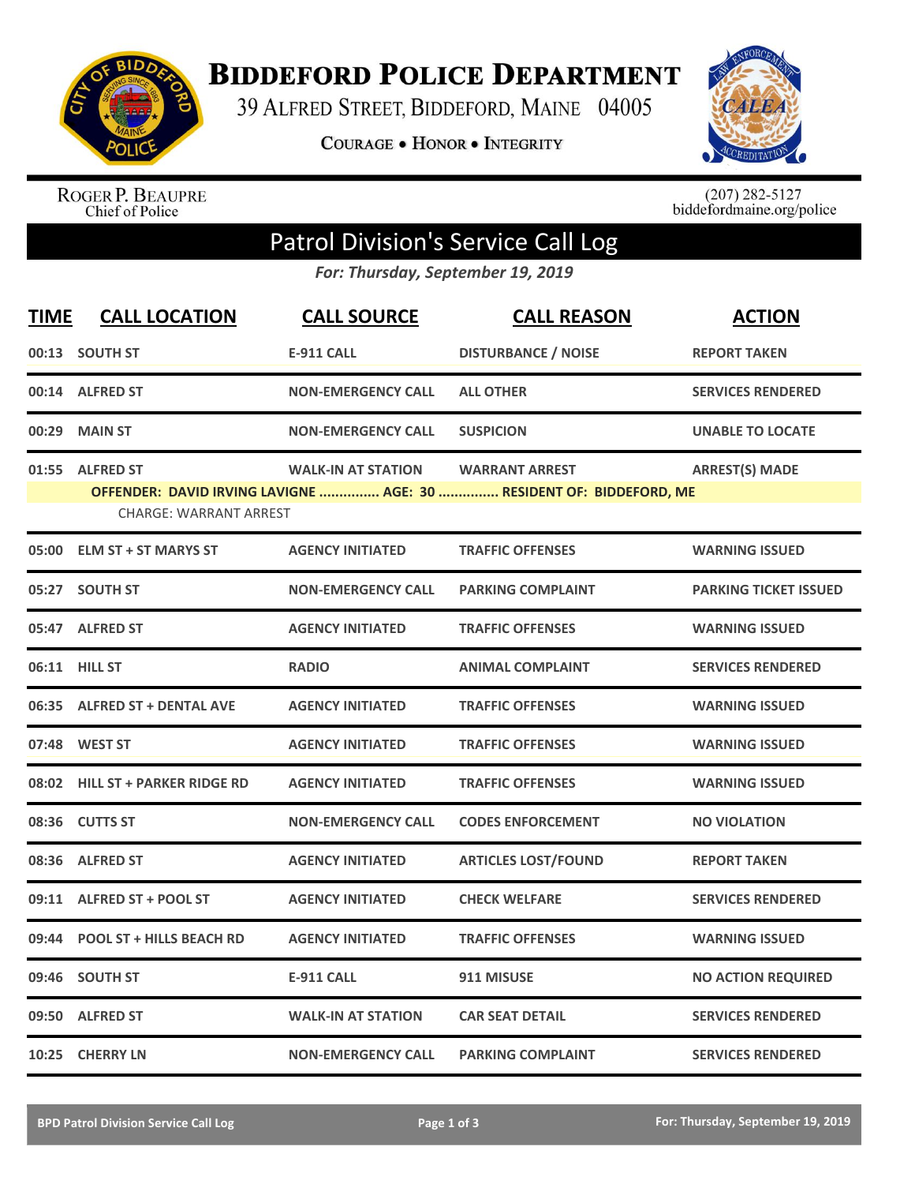# BIDDEFORD POLICE DEPARTMENT

39 ALFRED STREET, BIDDEFORD, MAINE 04005

COURAGE • HONOR • INTEGRITY

ROGER P. BEAUPRE
Chief of Police

(207) 282-5127
biddefordmaine.org/police

## Patrol Division's Service Call Log

*For: Thursday, September 19, 2019*

| TIME | CALL LOCATION | CALL SOURCE | CALL REASON | ACTION |
|---|---|---|---|---|
| 00:13 | SOUTH ST | E-911 CALL | DISTURBANCE / NOISE | REPORT TAKEN |
| 00:14 | ALFRED ST | NON-EMERGENCY CALL | ALL OTHER | SERVICES RENDERED |
| 00:29 | MAIN ST | NON-EMERGENCY CALL | SUSPICION | UNABLE TO LOCATE |
| 01:55 | ALFRED ST | WALK-IN AT STATION | WARRANT ARREST | ARREST(S) MADE |
| | OFFENDER: DAVID IRVING LAVIGNE ............... AGE: 30 ............... RESIDENT OF: BIDDEFORD, ME | | | |
| | CHARGE: WARRANT ARREST | | | |
| 05:00 | ELM ST + ST MARYS ST | AGENCY INITIATED | TRAFFIC OFFENSES | WARNING ISSUED |
| 05:27 | SOUTH ST | NON-EMERGENCY CALL | PARKING COMPLAINT | PARKING TICKET ISSUED |
| 05:47 | ALFRED ST | AGENCY INITIATED | TRAFFIC OFFENSES | WARNING ISSUED |
| 06:11 | HILL ST | RADIO | ANIMAL COMPLAINT | SERVICES RENDERED |
| 06:35 | ALFRED ST + DENTAL AVE | AGENCY INITIATED | TRAFFIC OFFENSES | WARNING ISSUED |
| 07:48 | WEST ST | AGENCY INITIATED | TRAFFIC OFFENSES | WARNING ISSUED |
| 08:02 | HILL ST + PARKER RIDGE RD | AGENCY INITIATED | TRAFFIC OFFENSES | WARNING ISSUED |
| 08:36 | CUTTS ST | NON-EMERGENCY CALL | CODES ENFORCEMENT | NO VIOLATION |
| 08:36 | ALFRED ST | AGENCY INITIATED | ARTICLES LOST/FOUND | REPORT TAKEN |
| 09:11 | ALFRED ST + POOL ST | AGENCY INITIATED | CHECK WELFARE | SERVICES RENDERED |
| 09:44 | POOL ST + HILLS BEACH RD | AGENCY INITIATED | TRAFFIC OFFENSES | WARNING ISSUED |
| 09:46 | SOUTH ST | E-911 CALL | 911 MISUSE | NO ACTION REQUIRED |
| 09:50 | ALFRED ST | WALK-IN AT STATION | CAR SEAT DETAIL | SERVICES RENDERED |
| 10:25 | CHERRY LN | NON-EMERGENCY CALL | PARKING COMPLAINT | SERVICES RENDERED |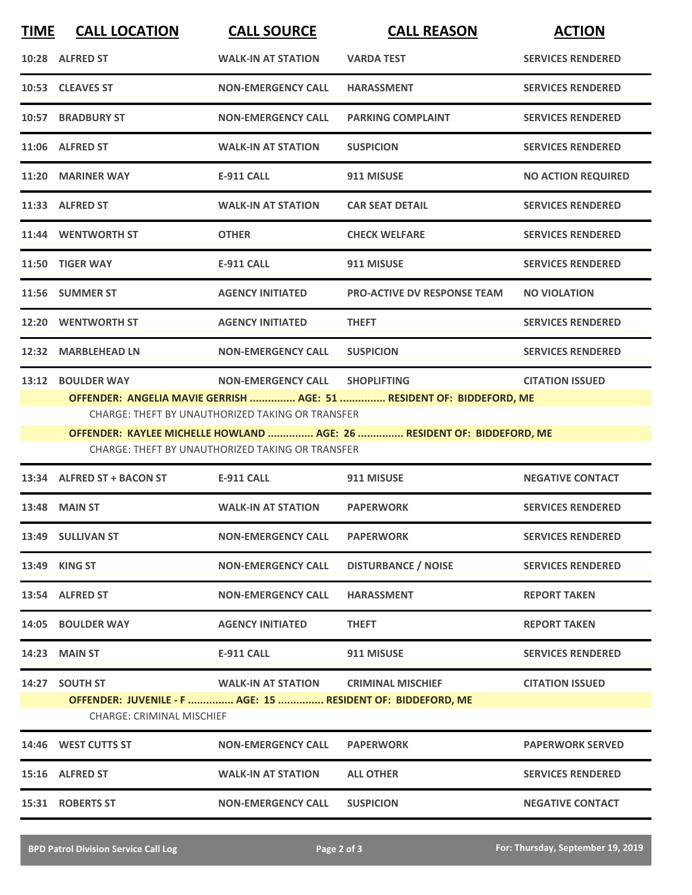| TIME | CALL LOCATION | CALL SOURCE | CALL REASON | ACTION |
|---|---|---|---|---|
| 10:28 | ALFRED ST | WALK-IN AT STATION | VARDA TEST | SERVICES RENDERED |
| 10:53 | CLEAVES ST | NON-EMERGENCY CALL | HARASSMENT | SERVICES RENDERED |
| 10:57 | BRADBURY ST | NON-EMERGENCY CALL | PARKING COMPLAINT | SERVICES RENDERED |
| 11:06 | ALFRED ST | WALK-IN AT STATION | SUSPICION | SERVICES RENDERED |
| 11:20 | MARINER WAY | E-911 CALL | 911 MISUSE | NO ACTION REQUIRED |
| 11:33 | ALFRED ST | WALK-IN AT STATION | CAR SEAT DETAIL | SERVICES RENDERED |
| 11:44 | WENTWORTH ST | OTHER | CHECK WELFARE | SERVICES RENDERED |
| 11:50 | TIGER WAY | E-911 CALL | 911 MISUSE | SERVICES RENDERED |
| 11:56 | SUMMER ST | AGENCY INITIATED | PRO-ACTIVE DV RESPONSE TEAM | NO VIOLATION |
| 12:20 | WENTWORTH ST | AGENCY INITIATED | THEFT | SERVICES RENDERED |
| 12:32 | MARBLEHEAD LN | NON-EMERGENCY CALL | SUSPICION | SERVICES RENDERED |
| 13:12 | BOULDER WAY | NON-EMERGENCY CALL | SHOPLIFTING | CITATION ISSUED |
| | OFFENDER: ANGELIA MAVIE GERRISH ............... AGE: 51 ............... RESIDENT OF: BIDDEFORD, ME | | | |
| | CHARGE: THEFT BY UNAUTHORIZED TAKING OR TRANSFER | | | |
| | OFFENDER: KAYLEE MICHELLE HOWLAND ............... AGE: 26 ............... RESIDENT OF: BIDDEFORD, ME | | | |
| | CHARGE: THEFT BY UNAUTHORIZED TAKING OR TRANSFER | | | |
| 13:34 | ALFRED ST + BACON ST | E-911 CALL | 911 MISUSE | NEGATIVE CONTACT |
| 13:48 | MAIN ST | WALK-IN AT STATION | PAPERWORK | SERVICES RENDERED |
| 13:49 | SULLIVAN ST | NON-EMERGENCY CALL | PAPERWORK | SERVICES RENDERED |
| 13:49 | KING ST | NON-EMERGENCY CALL | DISTURBANCE / NOISE | SERVICES RENDERED |
| 13:54 | ALFRED ST | NON-EMERGENCY CALL | HARASSMENT | REPORT TAKEN |
| 14:05 | BOULDER WAY | AGENCY INITIATED | THEFT | REPORT TAKEN |
| 14:23 | MAIN ST | E-911 CALL | 911 MISUSE | SERVICES RENDERED |
| 14:27 | SOUTH ST | WALK-IN AT STATION | CRIMINAL MISCHIEF | CITATION ISSUED |
| | OFFENDER: JUVENILE - F ............... AGE: 15 ............... RESIDENT OF: BIDDEFORD, ME | | | |
| | CHARGE: CRIMINAL MISCHIEF | | | |
| 14:46 | WEST CUTTS ST | NON-EMERGENCY CALL | PAPERWORK | PAPERWORK SERVED |
| 15:16 | ALFRED ST | WALK-IN AT STATION | ALL OTHER | SERVICES RENDERED |
| 15:31 | ROBERTS ST | NON-EMERGENCY CALL | SUSPICION | NEGATIVE CONTACT |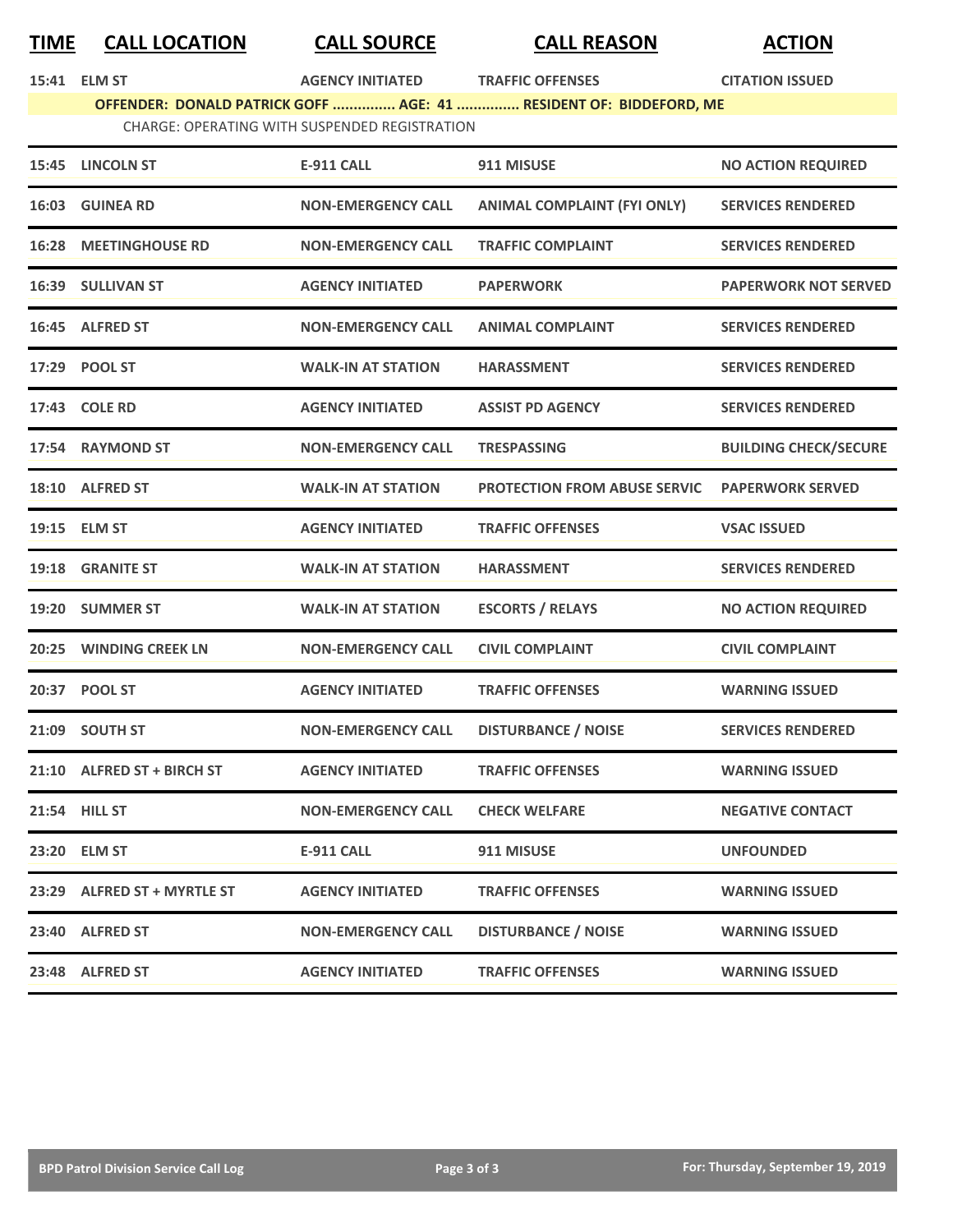| TIME | CALL LOCATION | CALL SOURCE | CALL REASON | ACTION |
|---|---|---|---|---|
| 15:41 | ELM ST | AGENCY INITIATED | TRAFFIC OFFENSES | CITATION ISSUED |
| | OFFENDER: DONALD PATRICK GOFF ............... AGE: 41 ............... RESIDENT OF: BIDDEFORD, ME | | | |
| | CHARGE: OPERATING WITH SUSPENDED REGISTRATION | | | |
| 15:45 | LINCOLN ST | E-911 CALL | 911 MISUSE | NO ACTION REQUIRED |
| 16:03 | GUINEA RD | NON-EMERGENCY CALL | ANIMAL COMPLAINT (FYI ONLY) | SERVICES RENDERED |
| 16:28 | MEETINGHOUSE RD | NON-EMERGENCY CALL | TRAFFIC COMPLAINT | SERVICES RENDERED |
| 16:39 | SULLIVAN ST | AGENCY INITIATED | PAPERWORK | PAPERWORK NOT SERVED |
| 16:45 | ALFRED ST | NON-EMERGENCY CALL | ANIMAL COMPLAINT | SERVICES RENDERED |
| 17:29 | POOL ST | WALK-IN AT STATION | HARASSMENT | SERVICES RENDERED |
| 17:43 | COLE RD | AGENCY INITIATED | ASSIST PD AGENCY | SERVICES RENDERED |
| 17:54 | RAYMOND ST | NON-EMERGENCY CALL | TRESPASSING | BUILDING CHECK/SECURE |
| 18:10 | ALFRED ST | WALK-IN AT STATION | PROTECTION FROM ABUSE SERVIC | PAPERWORK SERVED |
| 19:15 | ELM ST | AGENCY INITIATED | TRAFFIC OFFENSES | VSAC ISSUED |
| 19:18 | GRANITE ST | WALK-IN AT STATION | HARASSMENT | SERVICES RENDERED |
| 19:20 | SUMMER ST | WALK-IN AT STATION | ESCORTS / RELAYS | NO ACTION REQUIRED |
| 20:25 | WINDING CREEK LN | NON-EMERGENCY CALL | CIVIL COMPLAINT | CIVIL COMPLAINT |
| 20:37 | POOL ST | AGENCY INITIATED | TRAFFIC OFFENSES | WARNING ISSUED |
| 21:09 | SOUTH ST | NON-EMERGENCY CALL | DISTURBANCE / NOISE | SERVICES RENDERED |
| 21:10 | ALFRED ST + BIRCH ST | AGENCY INITIATED | TRAFFIC OFFENSES | WARNING ISSUED |
| 21:54 | HILL ST | NON-EMERGENCY CALL | CHECK WELFARE | NEGATIVE CONTACT |
| 23:20 | ELM ST | E-911 CALL | 911 MISUSE | UNFOUNDED |
| 23:29 | ALFRED ST + MYRTLE ST | AGENCY INITIATED | TRAFFIC OFFENSES | WARNING ISSUED |
| 23:40 | ALFRED ST | NON-EMERGENCY CALL | DISTURBANCE / NOISE | WARNING ISSUED |
| 23:48 | ALFRED ST | AGENCY INITIATED | TRAFFIC OFFENSES | WARNING ISSUED |